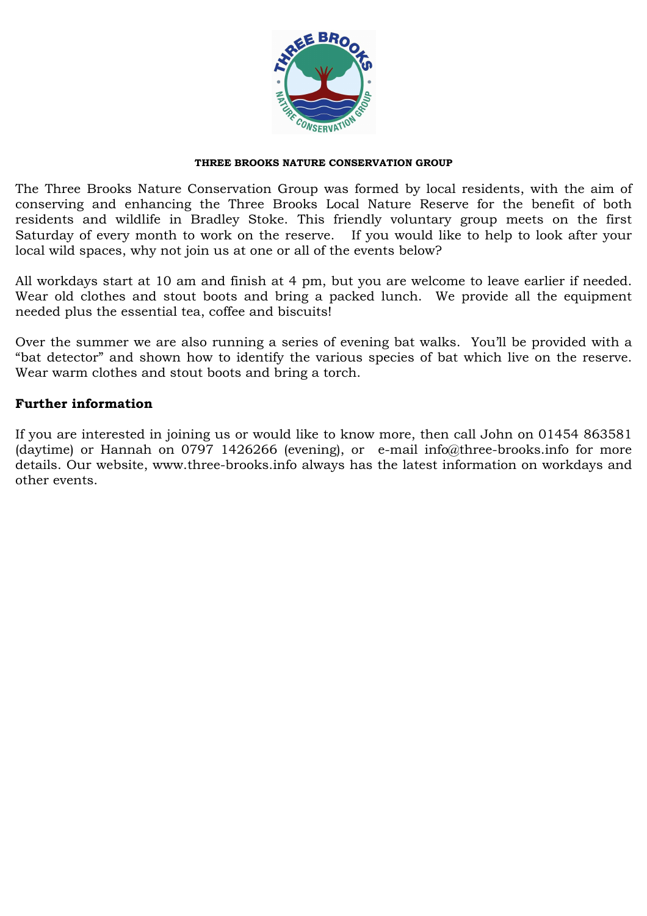# THREE BROOKS NATURE CONSERVATION GROUP

The Three Brooks Nature Conservation Group was formed by local residents, with the aim of conserving and enhancing the Three Brooks Local Nature Reserve for the benefit of both residents and wildlife in Bradley Stoke. This friendly voluntary group meets on the first Saturday of every month to work on the reserve. If you would like to help to look after your local wild spaces, why not join us at one or all of the events below?

All workdays start at 10 am and finish at 4 pm, but you are welcome to leave earlier if needed. Wear old clothes and stout boots and bring a packed lunch. We provide all the equipment needed plus the essential tea, coffee and biscuits!

Over the summer we are also running a series of evening bat walks. You'll be provided with a "bat detector" and shown how to identify the various species of bat which live on the reserve. Wear warm clothes and stout boots and bring a torch.

## Further information

If you are interested in joining us or would like to know more, then call John on 01454 863581 (daytime) or Hannah on 0797 1426266 (evening), or e-mail info@three-brooks.info for more details. Our website, www.three-brooks.info always has the latest information on workdays and other events.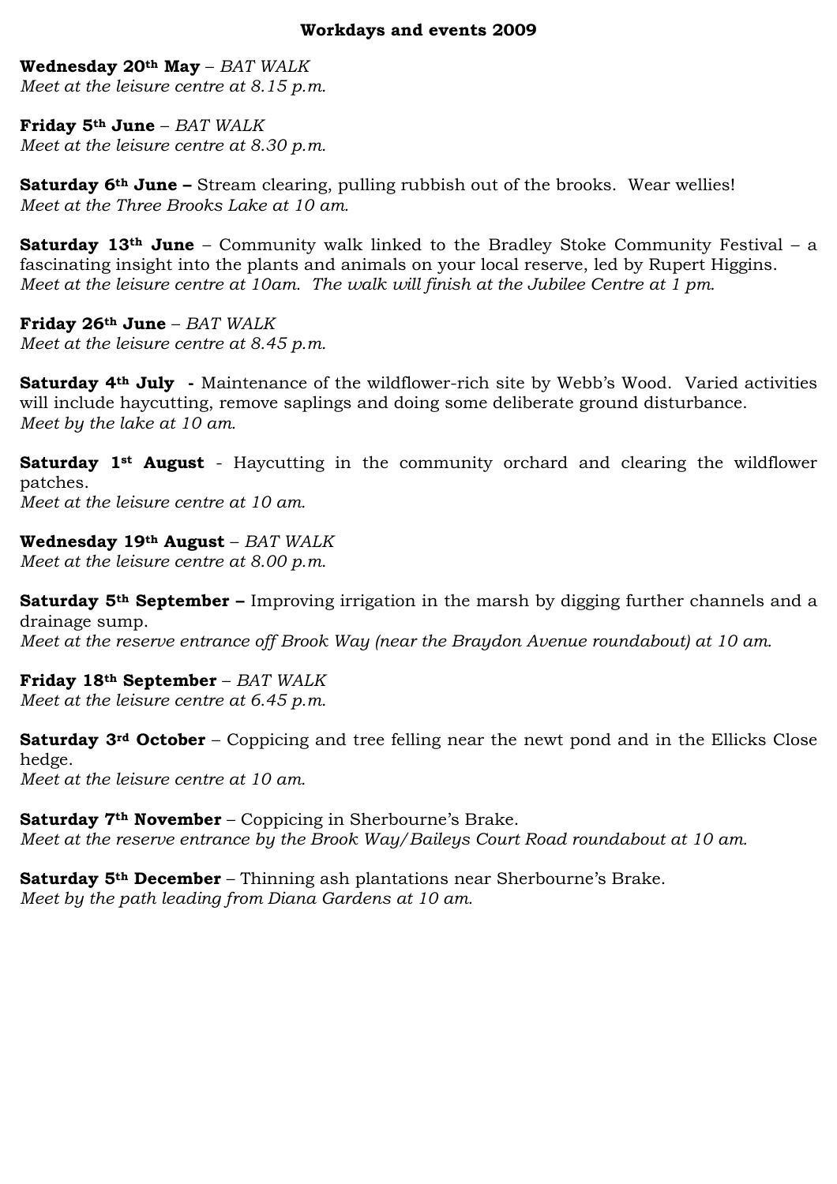## Workdays and events 2009

**Wednesday 20th May** – *BAT WALK*
*Meet at the leisure centre at 8.15 p.m.*

**Friday 5th June** – *BAT WALK*
*Meet at the leisure centre at 8.30 p.m.*

**Saturday 6th June –** Stream clearing, pulling rubbish out of the brooks. Wear wellies!
*Meet at the Three Brooks Lake at 10 am.*

**Saturday 13th June** – Community walk linked to the Bradley Stoke Community Festival – a fascinating insight into the plants and animals on your local reserve, led by Rupert Higgins.
*Meet at the leisure centre at 10am. The walk will finish at the Jubilee Centre at 1 pm.*

**Friday 26th June** – *BAT WALK*
*Meet at the leisure centre at 8.45 p.m.*

**Saturday 4th July -** Maintenance of the wildflower-rich site by Webb's Wood. Varied activities will include haycutting, remove saplings and doing some deliberate ground disturbance.
*Meet by the lake at 10 am.*

**Saturday 1st August** - Haycutting in the community orchard and clearing the wildflower patches.
*Meet at the leisure centre at 10 am.*

**Wednesday 19th August** – *BAT WALK*
*Meet at the leisure centre at 8.00 p.m.*

**Saturday 5th September –** Improving irrigation in the marsh by digging further channels and a drainage sump.
*Meet at the reserve entrance off Brook Way (near the Braydon Avenue roundabout) at 10 am.*

**Friday 18th September** – *BAT WALK*
*Meet at the leisure centre at 6.45 p.m.*

**Saturday 3rd October** – Coppicing and tree felling near the newt pond and in the Ellicks Close hedge.
*Meet at the leisure centre at 10 am.*

**Saturday 7th November** – Coppicing in Sherbourne's Brake.
*Meet at the reserve entrance by the Brook Way/Baileys Court Road roundabout at 10 am.*

**Saturday 5th December** – Thinning ash plantations near Sherbourne's Brake.
*Meet by the path leading from Diana Gardens at 10 am.*